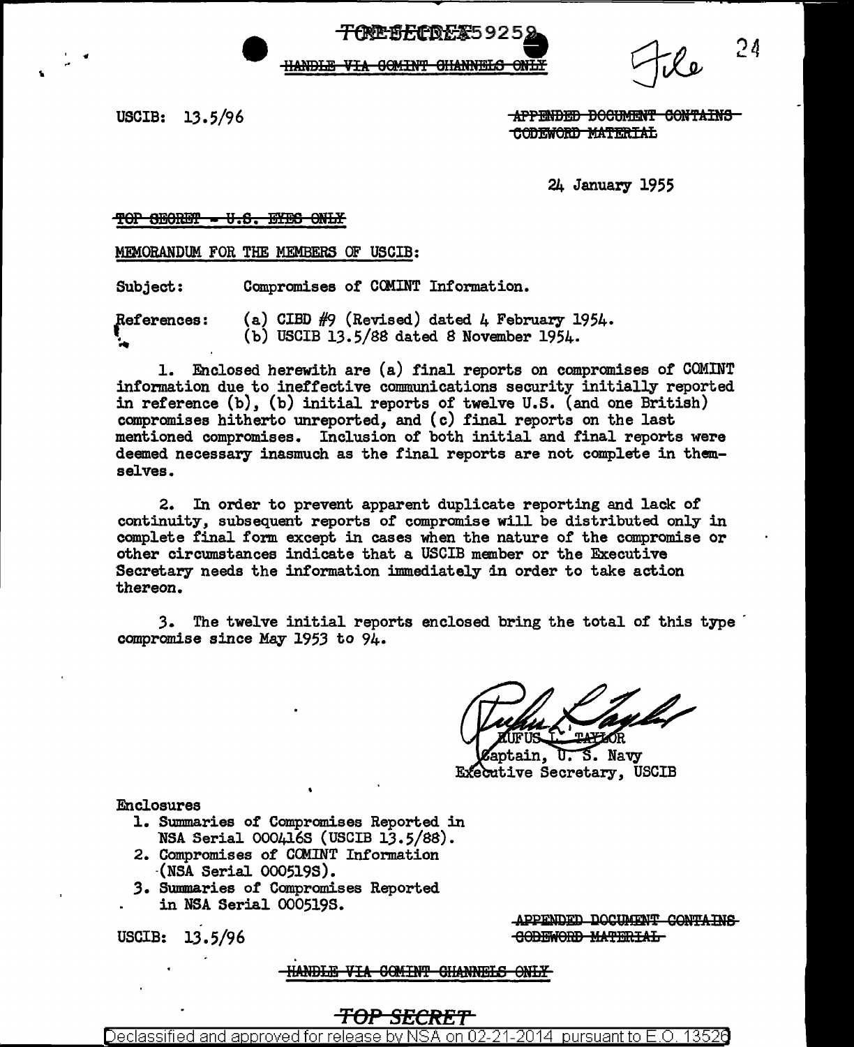TOP SECRET 59252

HANDLE VIA COMINT CHANNELS ONLY

File 24

USCIB: 13.5/96

APPENDED DOCUMENT CONTAINS CODEWORD MATERIAL

24 January 1955

TOP SECRET - U.S. EYES ONLY

MEMORANDUM FOR THE MEMBERS OF USCIB:

Subject: Compromises of COMINT Information.

References: (a) CIBD #9 (Revised) dated 4 February 1954.
(b) USCIB 13.5/88 dated 8 November 1954.

1. Enclosed herewith are (a) final reports on compromises of COMINT information due to ineffective communications security initially reported in reference (b), (b) initial reports of twelve U.S. (and one British) compromises hitherto unreported, and (c) final reports on the last mentioned compromises. Inclusion of both initial and final reports were deemed necessary inasmuch as the final reports are not complete in themselves.

2. In order to prevent apparent duplicate reporting and lack of continuity, subsequent reports of compromise will be distributed only in complete final form except in cases when the nature of the compromise or other circumstances indicate that a USCIB member or the Executive Secretary needs the information immediately in order to take action thereon.

3. The twelve initial reports enclosed bring the total of this type compromise since May 1953 to 94.

RUFUS L. TAYLOR
Captain, U. S. Navy
Executive Secretary, USCIB

Enclosures
1. Summaries of Compromises Reported in NSA Serial 000416S (USCIB 13.5/88).
2. Compromises of COMINT Information (NSA Serial 000519S).
3. Summaries of Compromises Reported in NSA Serial 000519S.

USCIB: 13.5/96

APPENDED DOCUMENT CONTAINS CODEWORD MATERIAL

HANDLE VIA COMINT CHANNELS ONLY

TOP SECRET

Declassified and approved for release by NSA on 02-21-2014 pursuant to E.O. 13526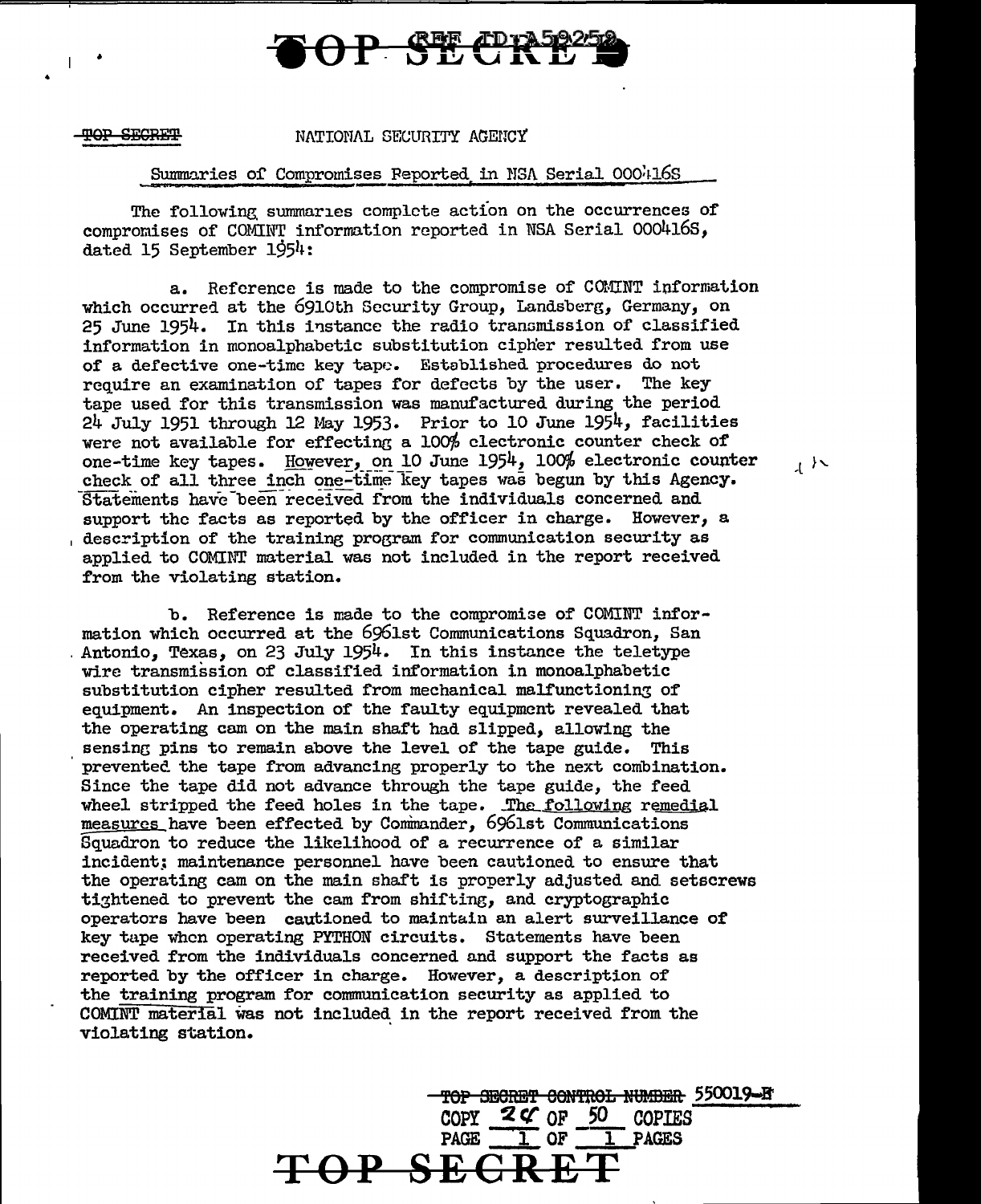TOP SECRET

~~TOP SECRET~~ NATIONAL SECURITY AGENCY

Summaries of Compromises Reported in NSA Serial 000416S

The following summaries complete action on the occurrences of compromises of COMINT information reported in NSA Serial 000416S, dated 15 September 1954:

a. Reference is made to the compromise of COMINT information which occurred at the 6910th Security Group, Landsberg, Germany, on 25 June 1954. In this instance the radio transmission of classified information in monoalphabetic substitution cipher resulted from use of a defective one-time key tape. Established procedures do not require an examination of tapes for defects by the user. The key tape used for this transmission was manufactured during the period 24 July 1951 through 12 May 1953. Prior to 10 June 1954, facilities were not available for effecting a 100% electronic counter check of one-time key tapes. However, on 10 June 1954, 100% electronic counter check of all three inch one-time key tapes was begun by this Agency. Statements have been received from the individuals concerned and support the facts as reported by the officer in charge. However, a description of the training program for communication security as applied to COMINT material was not included in the report received from the violating station.

b. Reference is made to the compromise of COMINT information which occurred at the 6961st Communications Squadron, San Antonio, Texas, on 23 July 1954. In this instance the teletype wire transmission of classified information in monoalphabetic substitution cipher resulted from mechanical malfunctioning of equipment. An inspection of the faulty equipment revealed that the operating cam on the main shaft had slipped, allowing the sensing pins to remain above the level of the tape guide. This prevented the tape from advancing properly to the next combination. Since the tape did not advance through the tape guide, the feed wheel stripped the feed holes in the tape. The following remedial measures have been effected by Commander, 6961st Communications Squadron to reduce the likelihood of a recurrence of a similar incident; maintenance personnel have been cautioned to ensure that the operating cam on the main shaft is properly adjusted and setscrews tightened to prevent the cam from shifting, and cryptographic operators have been cautioned to maintain an alert surveillance of key tape when operating PYTHON circuits. Statements have been received from the individuals concerned and support the facts as reported by the officer in charge. However, a description of the training program for communication security as applied to COMINT material was not included in the report received from the violating station.

~~TOP SECRET CONTROL NUMBER~~ 550019-E
COPY 24 OF 50 COPIES
PAGE 1 OF 1 PAGES

TOP SECRET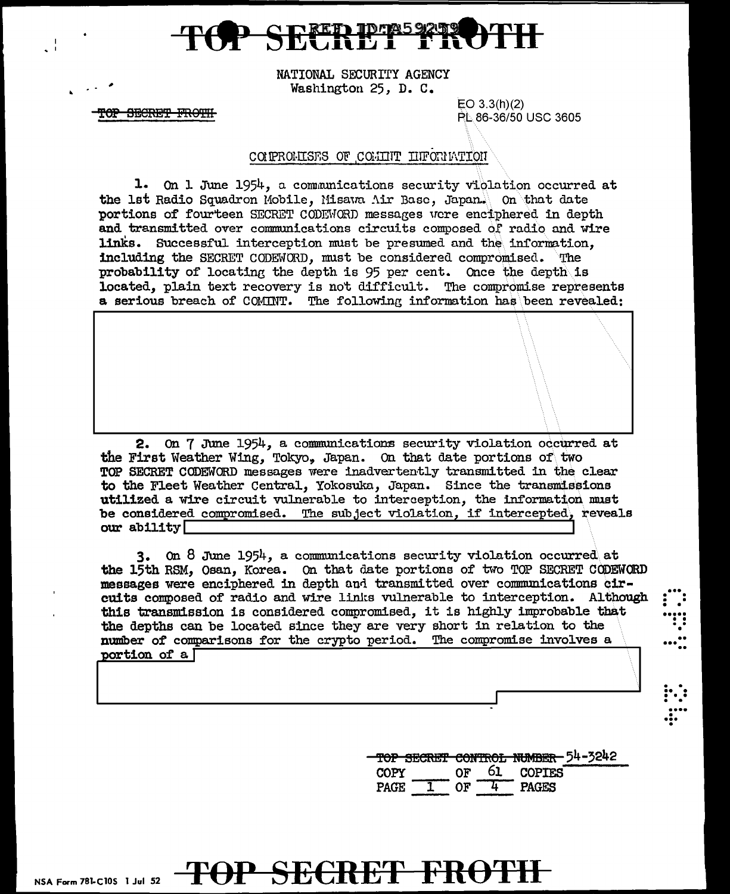NATIONAL SECURITY AGENCY
Washington 25, D. C.

~~TOP SECRET FROTH~~

EO 3.3(h)(2)
PL 86-36/50 USC 3605

## COMPROMISES OF COMINT INFORMATION

1. On 1 June 1954, a communications security violation occurred at the 1st Radio Squadron Mobile, Misawa Air Base, Japan. On that date portions of fourteen SECRET CODEWORD messages were enciphered in depth and transmitted over communications circuits composed of radio and wire links. Successful interception must be presumed and the information, including the SECRET CODEWORD, must be considered compromised. The probability of locating the depth is 95 per cent. Once the depth is located, plain text recovery is not difficult. The compromise represents a serious breach of COMINT. The following information has been revealed:

[REDACTED]

2. On 7 June 1954, a communications security violation occurred at the First Weather Wing, Tokyo, Japan. On that date portions of two TOP SECRET CODEWORD messages were inadvertently transmitted in the clear to the Fleet Weather Central, Yokosuka, Japan. Since the transmissions utilized a wire circuit vulnerable to interception, the information must be considered compromised. The subject violation, if intercepted, reveals our ability [REDACTED]

3. On 8 June 1954, a communications security violation occurred at the 15th RSM, Osan, Korea. On that date portions of two TOP SECRET CODEWORD messages were enciphered in depth and transmitted over communications circuits composed of radio and wire links vulnerable to interception. Although this transmission is considered compromised, it is highly improbable that the depths can be located since they are very short in relation to the number of comparisons for the crypto period. The compromise involves a portion of a [REDACTED]

~~TOP SECRET CONTROL NUMBER~~ 54-3242
COPY ____ OF 61 COPIES
PAGE 1 OF 4 PAGES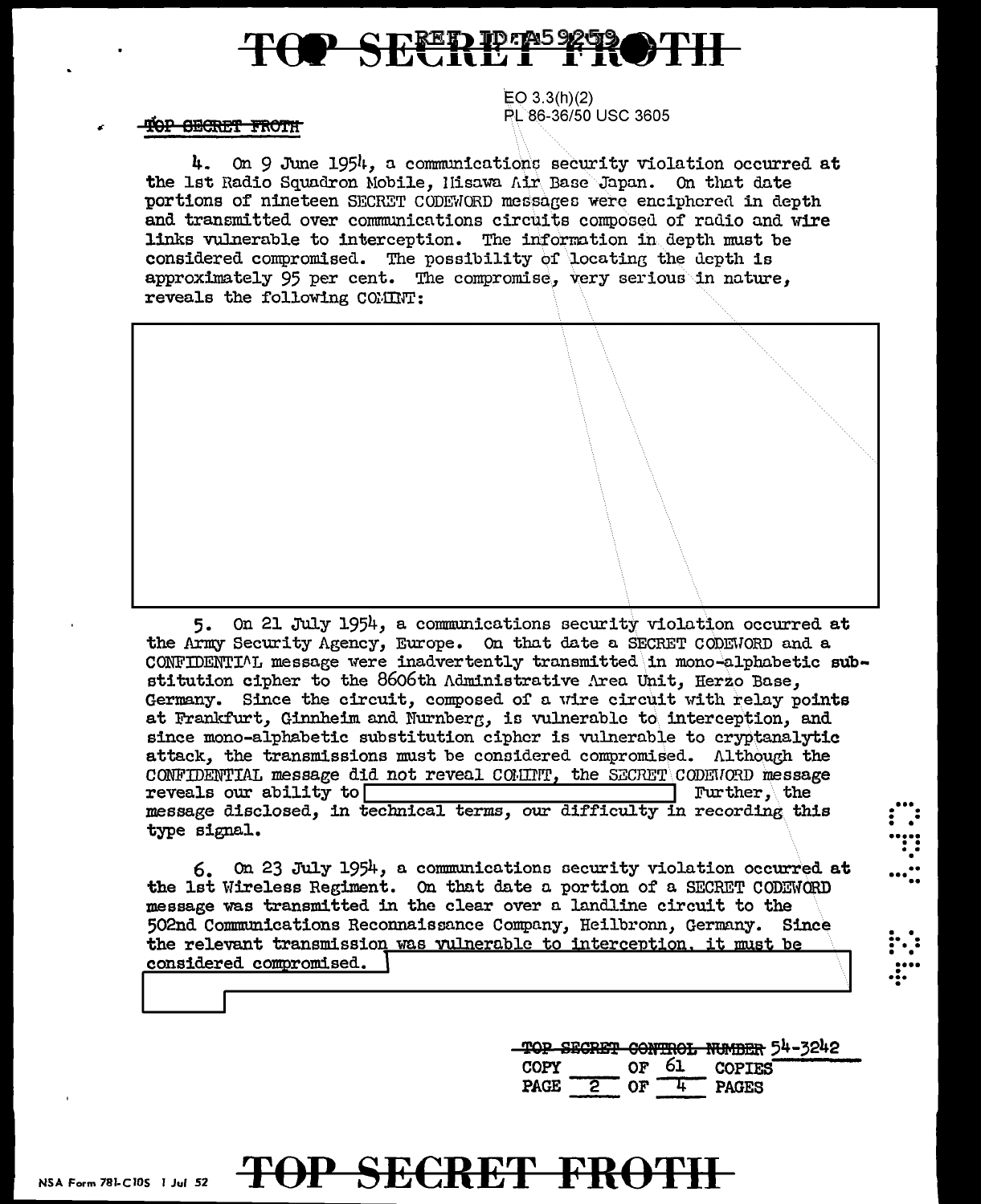EO 3.3(h)(2)
PL 86-36/50 USC 3605

4. On 9 June 1954, a communications security violation occurred at the 1st Radio Squadron Mobile, Misawa Air Base Japan. On that date portions of nineteen SECRET CODEWORD messages were enciphered in depth and transmitted over communications circuits composed of radio and wire links vulnerable to interception. The information in depth must be considered compromised. The possibility of locating the depth is approximately 95 per cent. The compromise, very serious in nature, reveals the following COMINT:

[redacted]

5. On 21 July 1954, a communications security violation occurred at the Army Security Agency, Europe. On that date a SECRET CODEWORD and a CONFIDENTIAL message were inadvertently transmitted in mono-alphabetic substitution cipher to the 8606th Administrative Area Unit, Herzo Base, Germany. Since the circuit, composed of a wire circuit with relay points at Frankfurt, Ginnheim and Nurnberg, is vulnerable to interception, and since mono-alphabetic substitution cipher is vulnerable to cryptanalytic attack, the transmissions must be considered compromised. Although the CONFIDENTIAL message did not reveal COMINT, the SECRET CODEWORD message reveals our ability to [redacted] Further, the message disclosed, in technical terms, our difficulty in recording this type signal.

6. On 23 July 1954, a communications security violation occurred at the 1st Wireless Regiment. On that date a portion of a SECRET CODEWORD message was transmitted in the clear over a landline circuit to the 502nd Communications Reconnaissance Company, Heilbronn, Germany. Since the relevant transmission was vulnerable to interception, it must be considered compromised. [redacted]

TOP SECRET CONTROL NUMBER 54-3242
COPY ___ OF 61 COPIES
PAGE 2 OF 4 PAGES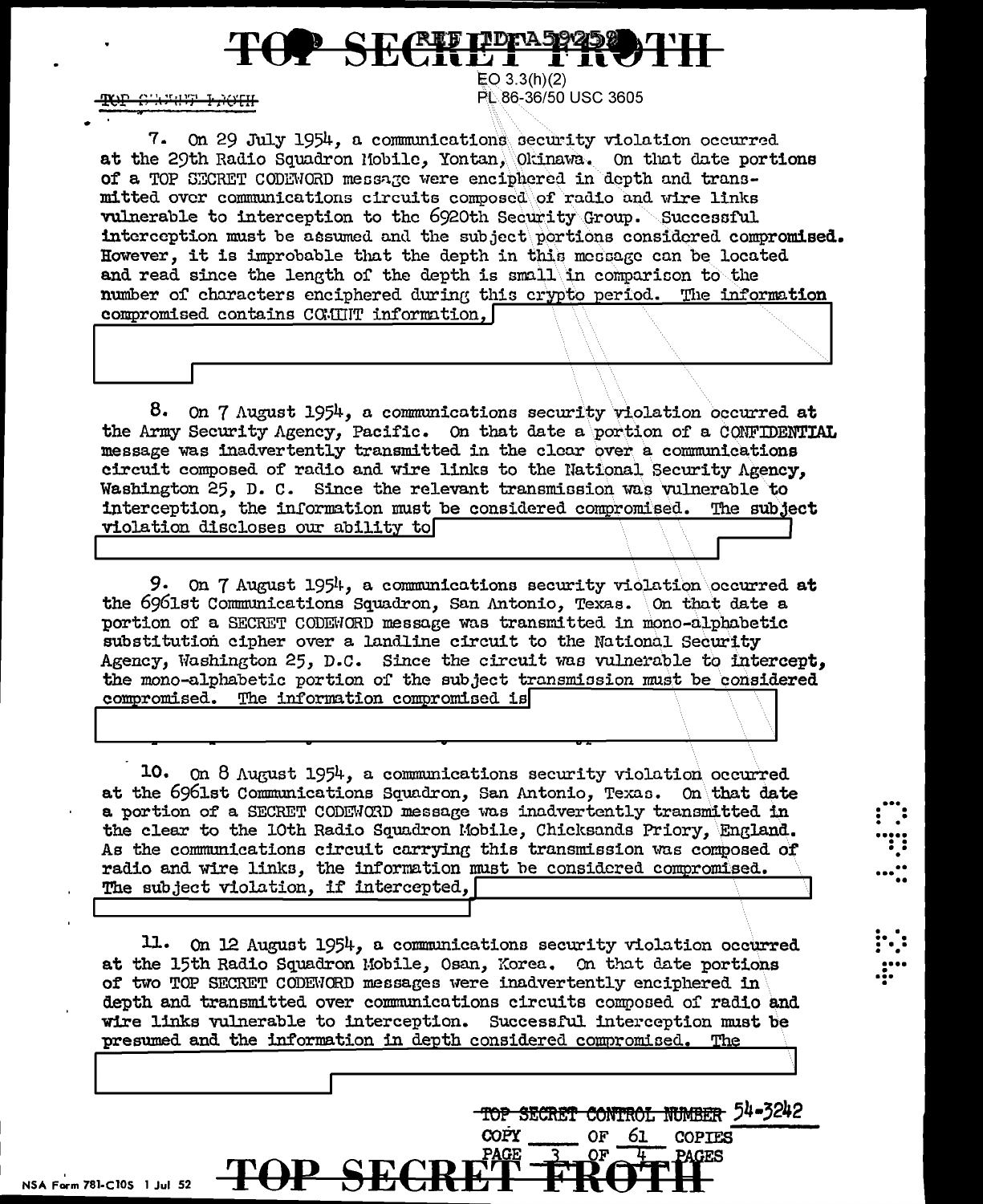EO 3.3(h)(2)
PL 86-36/50 USC 3605

7. On 29 July 1954, a communications security violation occurred at the 29th Radio Squadron Mobile, Yontan, Okinawa. On that date portions of a TOP SECRET CODEWORD message were enciphered in depth and transmitted over communications circuits composed of radio and wire links vulnerable to interception to the 6920th Security Group. Successful interception must be assumed and the subject portions considered compromised. However, it is improbable that the depth in this message can be located and read since the length of the depth is small in comparison to the number of characters enciphered during this crypto period. The information compromised contains COMINT information,

8. On 7 August 1954, a communications security violation occurred at the Army Security Agency, Pacific. On that date a portion of a CONFIDENTIAL message was inadvertently transmitted in the clear over a communications circuit composed of radio and wire links to the National Security Agency, Washington 25, D. C. Since the relevant transmission was vulnerable to interception, the information must be considered compromised. The subject violation discloses our ability to

9. On 7 August 1954, a communications security violation occurred at the 6961st Communications Squadron, San Antonio, Texas. On that date a portion of a SECRET CODEWORD message was transmitted in mono-alphabetic substitution cipher over a landline circuit to the National Security Agency, Washington 25, D.C. Since the circuit was vulnerable to intercept, the mono-alphabetic portion of the subject transmission must be considered compromised. The information compromised is

10. On 8 August 1954, a communications security violation occurred at the 6961st Communications Squadron, San Antonio, Texas. On that date a portion of a SECRET CODEWORD message was inadvertently transmitted in the clear to the 10th Radio Squadron Mobile, Chicksands Priory, England. As the communications circuit carrying this transmission was composed of radio and wire links, the information must be considered compromised. The subject violation, if intercepted,

11. On 12 August 1954, a communications security violation occurred at the 15th Radio Squadron Mobile, Osan, Korea. On that date portions of two TOP SECRET CODEWORD messages were inadvertently enciphered in depth and transmitted over communications circuits composed of radio and wire links vulnerable to interception. Successful interception must be presumed and the information in depth considered compromised. The

TOP SECRET CONTROL NUMBER 54-3242
COPY ____ OF 61 COPIES
PAGE 3 OF 4 PAGES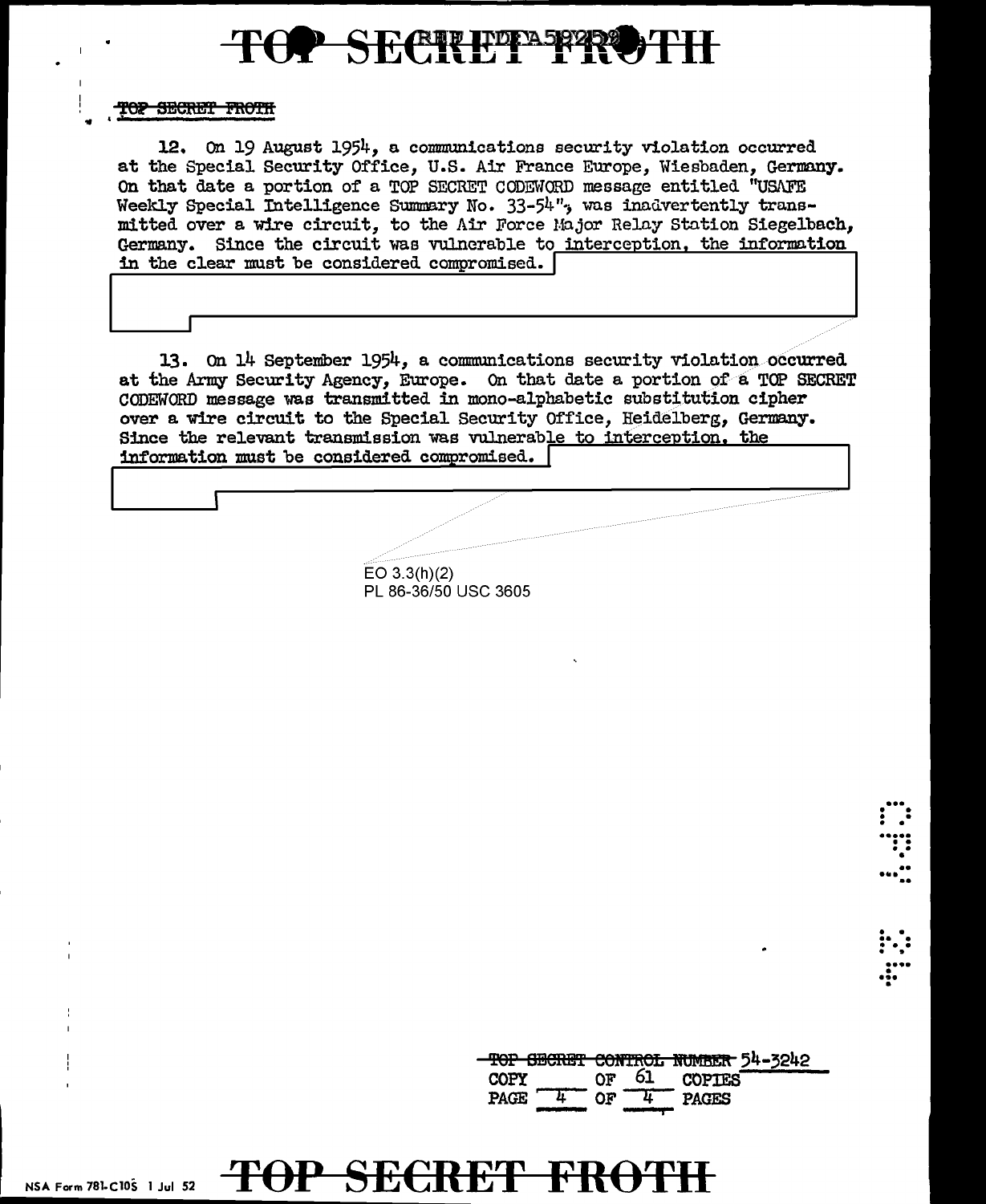TOP SECRET FROTH

12. On 19 August 1954, a communications security violation occurred at the Special Security Office, U.S. Air France Europe, Wiesbaden, Germany. On that date a portion of a TOP SECRET CODEWORD message entitled "USAFE Weekly Special Intelligence Summary No. 33-54", was inadvertently transmitted over a wire circuit, to the Air Force Major Relay Station Siegelbach, Germany. Since the circuit was vulnerable to interception, the information in the clear must be considered compromised.

13. On 14 September 1954, a communications security violation occurred at the Army Security Agency, Europe. On that date a portion of a TOP SECRET CODEWORD message was transmitted in mono-alphabetic substitution cipher over a wire circuit to the Special Security Office, Heidelberg, Germany. Since the relevant transmission was vulnerable to interception, the information must be considered compromised.

EO 3.3(h)(2)
PL 86-36/50 USC 3605

TOP SECRET CONTROL NUMBER 54-3242
COPY ____ OF 61 COPIES
PAGE 4 OF 4 PAGES

NSA Form 781-C10S 1 Jul 52

TOP SECRET FROTH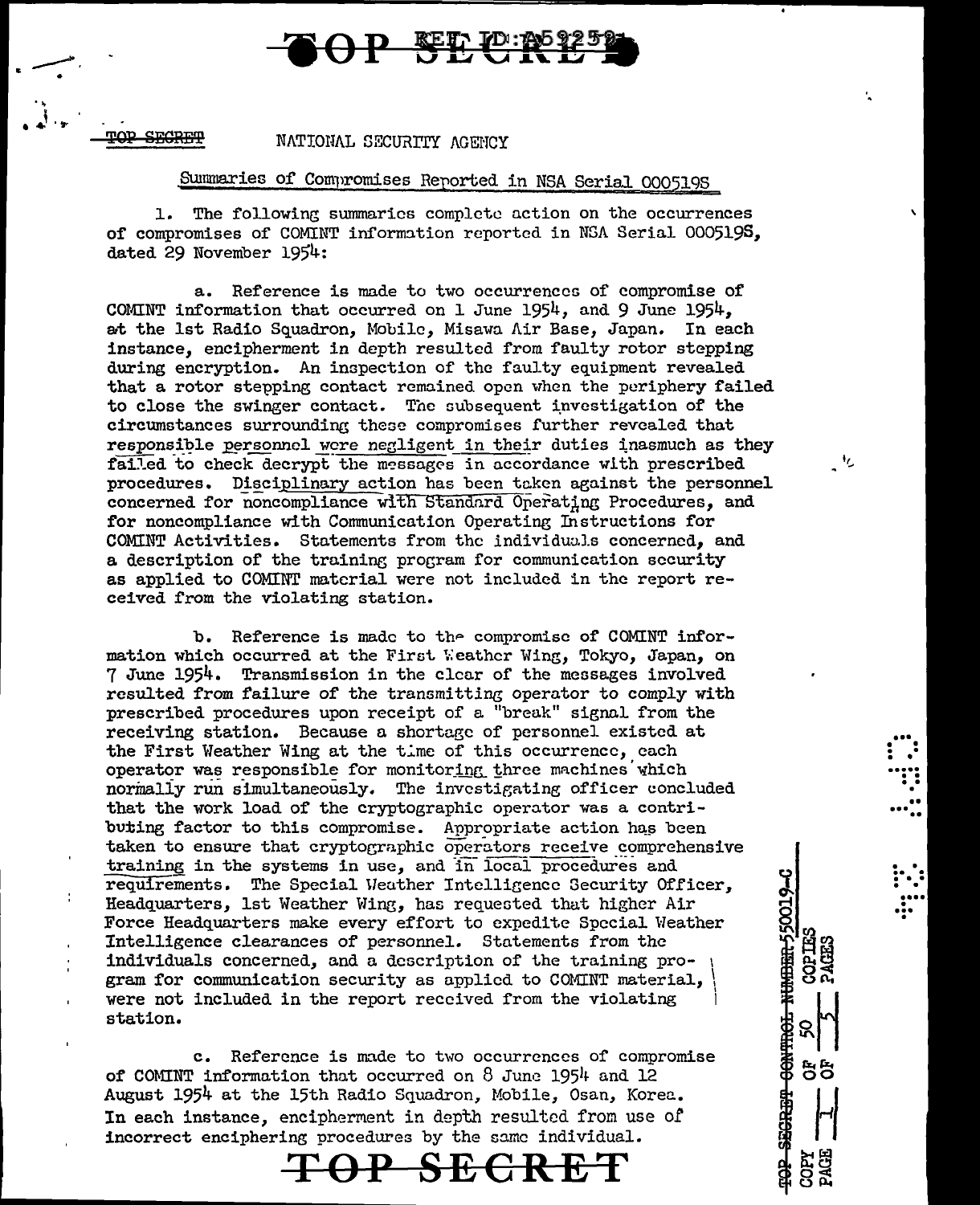TOP SECRET

NATIONAL SECURITY AGENCY

Summaries of Compromises Reported in NSA Serial 000519S

1. The following summaries complete action on the occurrences of compromises of COMINT information reported in NSA Serial 000519S, dated 29 November 1954:

a. Reference is made to two occurrences of compromise of COMINT information that occurred on 1 June 1954, and 9 June 1954, at the 1st Radio Squadron, Mobile, Misawa Air Base, Japan. In each instance, encipherment in depth resulted from faulty rotor stepping during encryption. An inspection of the faulty equipment revealed that a rotor stepping contact remained open when the periphery failed to close the swinger contact. The subsequent investigation of the circumstances surrounding these compromises further revealed that responsible personnel were negligent in their duties inasmuch as they failed to check decrypt the messages in accordance with prescribed procedures. Disciplinary action has been taken against the personnel concerned for noncompliance with Standard Operating Procedures, and for noncompliance with Communication Operating Instructions for COMINT Activities. Statements from the individuals concerned, and a description of the training program for communication security as applied to COMINT material were not included in the report received from the violating station.

b. Reference is made to the compromise of COMINT information which occurred at the First Weather Wing, Tokyo, Japan, on 7 June 1954. Transmission in the clear of the messages involved resulted from failure of the transmitting operator to comply with prescribed procedures upon receipt of a "break" signal from the receiving station. Because a shortage of personnel existed at the First Weather Wing at the time of this occurrence, each operator was responsible for monitoring three machines which normally run simultaneously. The investigating officer concluded that the work load of the cryptographic operator was a contributing factor to this compromise. Appropriate action has been taken to ensure that cryptographic operators receive comprehensive training in the systems in use, and in local procedures and requirements. The Special Weather Intelligence Security Officer, Headquarters, 1st Weather Wing, has requested that higher Air Force Headquarters make every effort to expedite Special Weather Intelligence clearances of personnel. Statements from the individuals concerned, and a description of the training program for communication security as applied to COMINT material, were not included in the report received from the violating station.

c. Reference is made to two occurrences of compromise of COMINT information that occurred on 8 June 1954 and 12 August 1954 at the 15th Radio Squadron, Mobile, Osan, Korea. In each instance, encipherment in depth resulted from use of incorrect enciphering procedures by the same individual.

TOP SECRET CONTROL NUMBER 55001​9-C
COPY 1 OF 50 COPIES
PAGE 1 OF 5 PAGES

TOP SECRET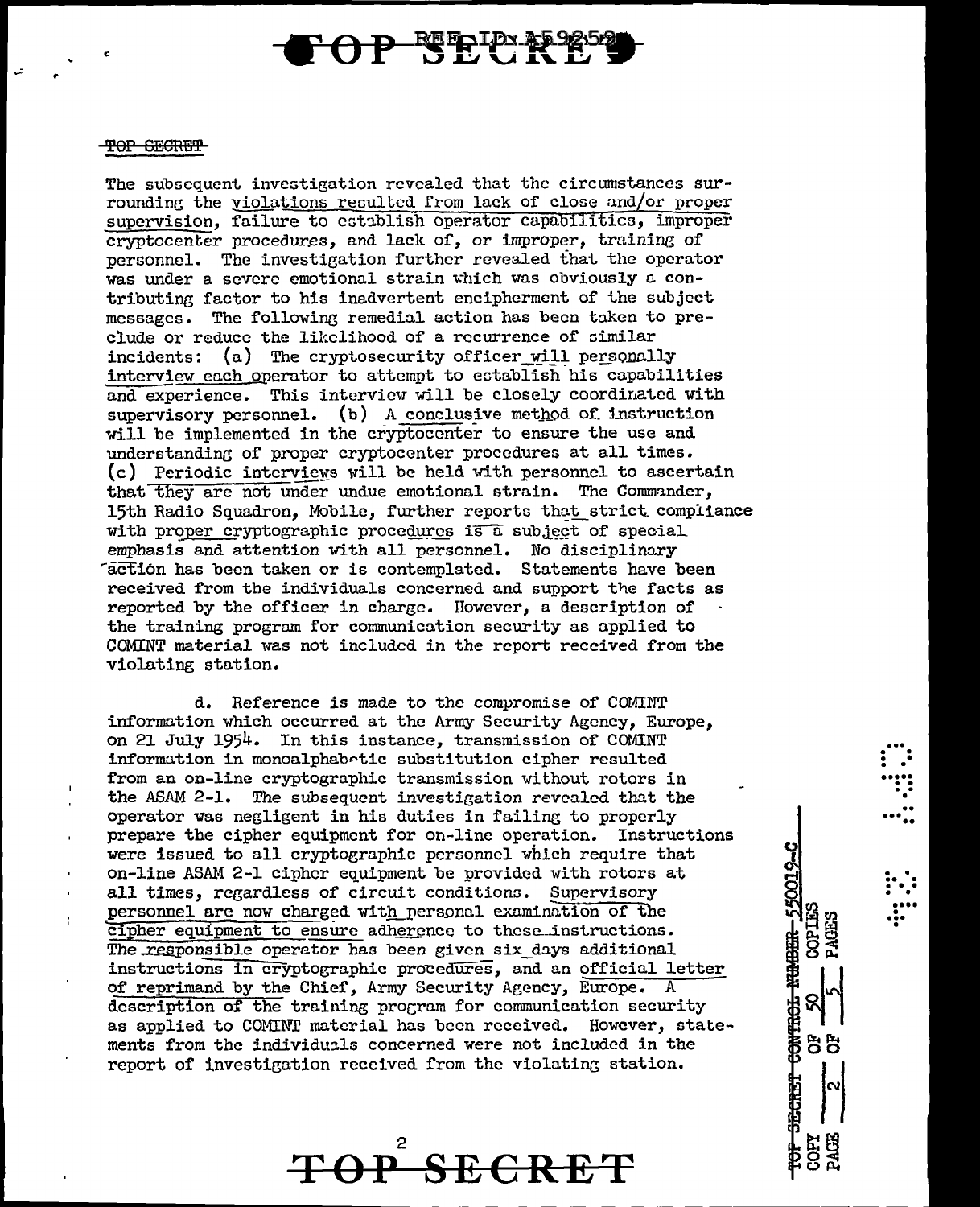TOP SECRET

The subsequent investigation revealed that the circumstances surrounding the violations resulted from lack of close and/or proper supervision, failure to establish operator capabilities, improper cryptocenter procedures, and lack of, or improper, training of personnel. The investigation further revealed that the operator was under a severe emotional strain which was obviously a contributing factor to his inadvertent encipherment of the subject messages. The following remedial action has been taken to preclude or reduce the likelihood of a recurrence of similar incidents: (a) The cryptosecurity officer will personally interview each operator to attempt to establish his capabilities and experience. This interview will be closely coordinated with supervisory personnel. (b) A conclusive method of instruction will be implemented in the cryptocenter to ensure the use and understanding of proper cryptocenter procedures at all times. (c) Periodic interviews will be held with personnel to ascertain that they are not under undue emotional strain. The Commander, 15th Radio Squadron, Mobile, further reports that strict compliance with proper cryptographic procedures is a subject of special emphasis and attention with all personnel. No disciplinary action has been taken or is contemplated. Statements have been received from the individuals concerned and support the facts as reported by the officer in charge. However, a description of the training program for communication security as applied to COMINT material was not included in the report received from the violating station.

d. Reference is made to the compromise of COMINT information which occurred at the Army Security Agency, Europe, on 21 July 1954. In this instance, transmission of COMINT information in monoalphabetic substitution cipher resulted from an on-line cryptographic transmission without rotors in the ASAM 2-1. The subsequent investigation revealed that the operator was negligent in his duties in failing to properly prepare the cipher equipment for on-line operation. Instructions were issued to all cryptographic personnel which require that on-line ASAM 2-1 cipher equipment be provided with rotors at all times, regardless of circuit conditions. Supervisory personnel are now charged with personal examination of the cipher equipment to ensure adherence to these instructions. The responsible operator has been given six days additional instructions in cryptographic procedures, and an official letter of reprimand by the Chief, Army Security Agency, Europe. A description of the training program for communication security as applied to COMINT material has been received. However, statements from the individuals concerned were not included in the report of investigation received from the violating station.

TOP SECRET CONTROL NUMBER 55OO19-C
COPY 2 OF 50 COPIES
PAGE 2 OF 5 PAGES

TOP SECRET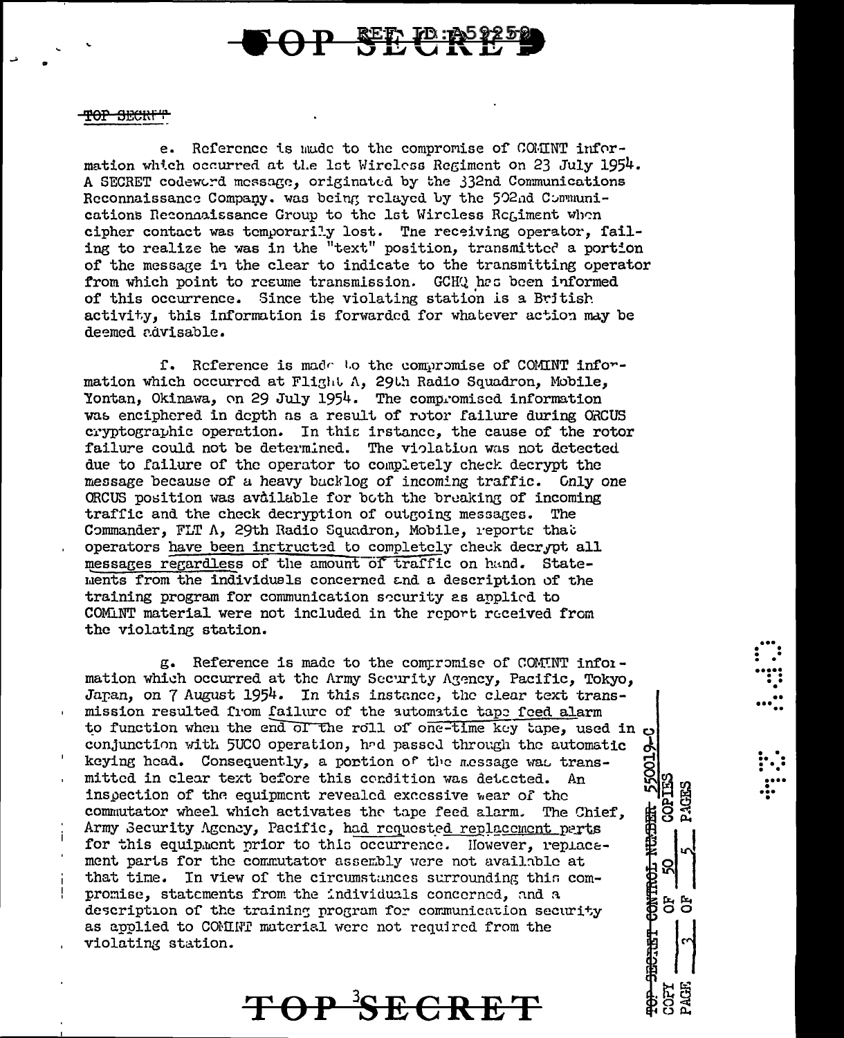TOP SECRET

e. Reference is made to the compromise of COMINT information which occurred at the 1st Wireless Regiment on 23 July 1954. A SECRET codeword message, originated by the 332nd Communications Reconnaissance Company. was being relayed by the 502nd Communications Reconnaissance Group to the 1st Wireless Regiment when cipher contact was temporarily lost. The receiving operator, failing to realize he was in the "text" position, transmitted a portion of the message in the clear to indicate to the transmitting operator from which point to resume transmission. GCHQ has been informed of this occurrence. Since the violating station is a British activity, this information is forwarded for whatever action may be deemed advisable.

f. Reference is made to the compromise of COMINT information which occurred at Flight A, 29th Radio Squadron, Mobile, Yontan, Okinawa, on 29 July 1954. The compromised information was enciphered in depth as a result of rotor failure during ORCUS cryptographic operation. In this instance, the cause of the rotor failure could not be determined. The violation was not detected due to failure of the operator to completely check decrypt the message because of a heavy backlog of incoming traffic. Only one ORCUS position was available for both the breaking of incoming traffic and the check decryption of outgoing messages. The Commander, FLT A, 29th Radio Squadron, Mobile, reports that operators have been instructed to completely check decrypt all messages regardless of the amount of traffic on hand. Statements from the individuals concerned and a description of the training program for communication security as applied to COMINT material were not included in the report received from the violating station.

g. Reference is made to the compromise of COMINT information which occurred at the Army Security Agency, Pacific, Tokyo, Japan, on 7 August 1954. In this instance, the clear text transmission resulted from failure of the automatic tape feed alarm to function when the end of the roll of one-time key tape, used in conjunction with 5UCO operation, had passed through the automatic keying head. Consequently, a portion of the message was transmitted in clear text before this condition was detected. An inspection of the equipment revealed excessive wear of the commutator wheel which activates the tape feed alarm. The Chief, Army Security Agency, Pacific, had requested replacement parts for this equipment prior to this occurrence. However, replacement parts for the commutator assembly were not available at that time. In view of the circumstances surrounding this compromise, statements from the individuals concerned, and a description of the training program for communication security as applied to COMINT material were not required from the violating station.

TOP SECRET CONTROL NUMBER 550019-C
COPY ___ OF 50 COPIES
PAGE 3 OF 5 PAGES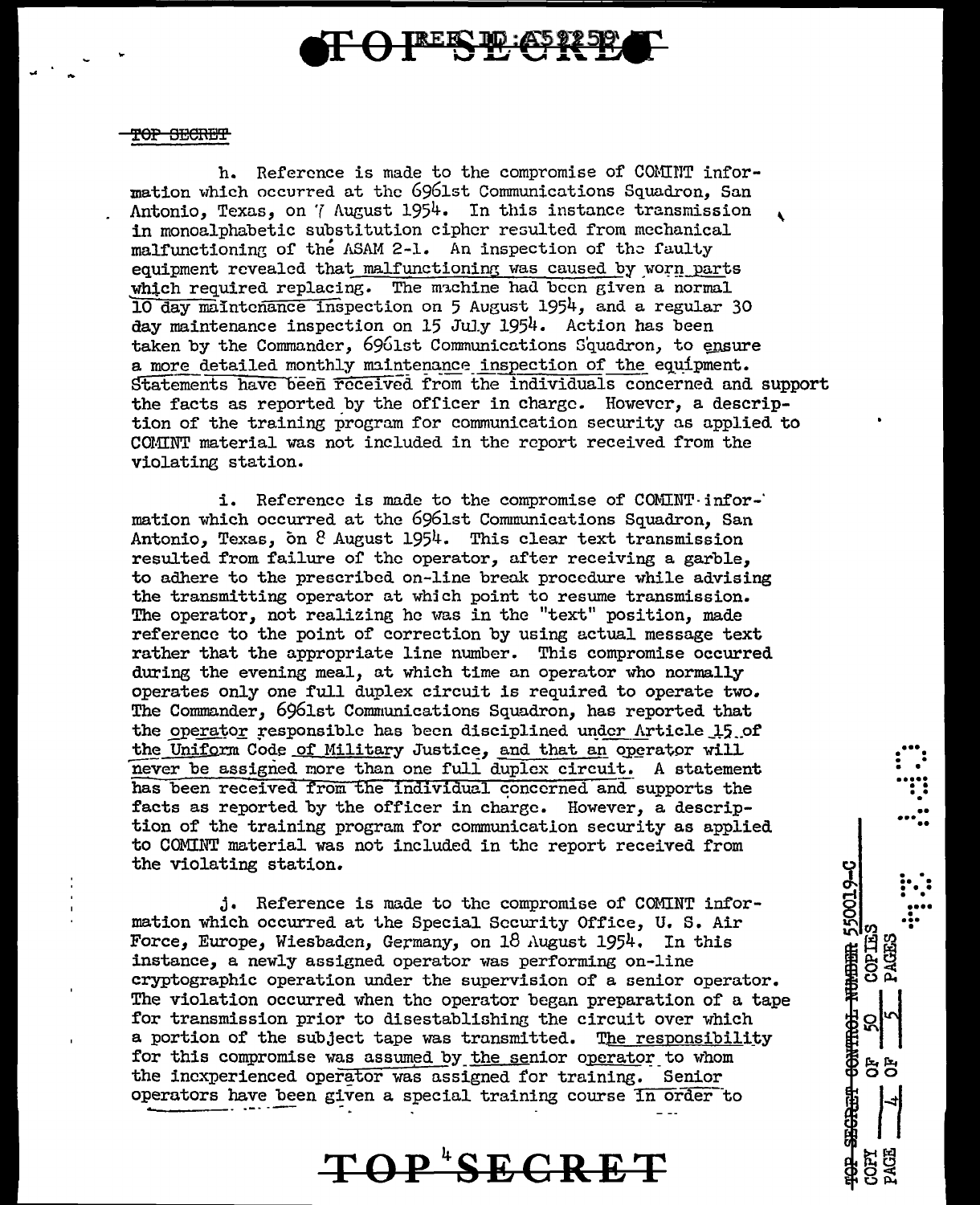TOP SECRET

h. Reference is made to the compromise of COMINT information which occurred at the 6961st Communications Squadron, San Antonio, Texas, on 7 August 1954. In this instance transmission in monoalphabetic substitution cipher resulted from mechanical malfunctioning of the ASAM 2-1. An inspection of the faulty equipment revealed that malfunctioning was caused by worn parts which required replacing. The machine had been given a normal 10 day maintenance inspection on 5 August 1954, and a regular 30 day maintenance inspection on 15 July 1954. Action has been taken by the Commander, 6961st Communications Squadron, to ensure a more detailed monthly maintenance inspection of the equipment. Statements have been received from the individuals concerned and support the facts as reported by the officer in charge. However, a description of the training program for communication security as applied to COMINT material was not included in the report received from the violating station.

i. Reference is made to the compromise of COMINT information which occurred at the 6961st Communications Squadron, San Antonio, Texas, on 8 August 1954. This clear text transmission resulted from failure of the operator, after receiving a garble, to adhere to the prescribed on-line break procedure while advising the transmitting operator at which point to resume transmission. The operator, not realizing he was in the "text" position, made reference to the point of correction by using actual message text rather that the appropriate line number. This compromise occurred during the evening meal, at which time an operator who normally operates only one full duplex circuit is required to operate two. The Commander, 6961st Communications Squadron, has reported that the operator responsible has been disciplined under Article 15 of the Uniform Code of Military Justice, and that an operator will never be assigned more than one full duplex circuit. A statement has been received from the individual concerned and supports the facts as reported by the officer in charge. However, a description of the training program for communication security as applied to COMINT material was not included in the report received from the violating station.

j. Reference is made to the compromise of COMINT information which occurred at the Special Security Office, U. S. Air Force, Europe, Wiesbaden, Germany, on 18 August 1954. In this instance, a newly assigned operator was performing on-line cryptographic operation under the supervision of a senior operator. The violation occurred when the operator began preparation of a tape for transmission prior to disestablishing the circuit over which a portion of the subject tape was transmitted. The responsibility for this compromise was assumed by the senior operator to whom the inexperienced operator was assigned for training. Senior operators have been given a special training course in order to

TOP SECRET CONTROL NUMBER 550019-C
COPY 50 OF 50 COPIES
PAGE 4 OF 5 PAGES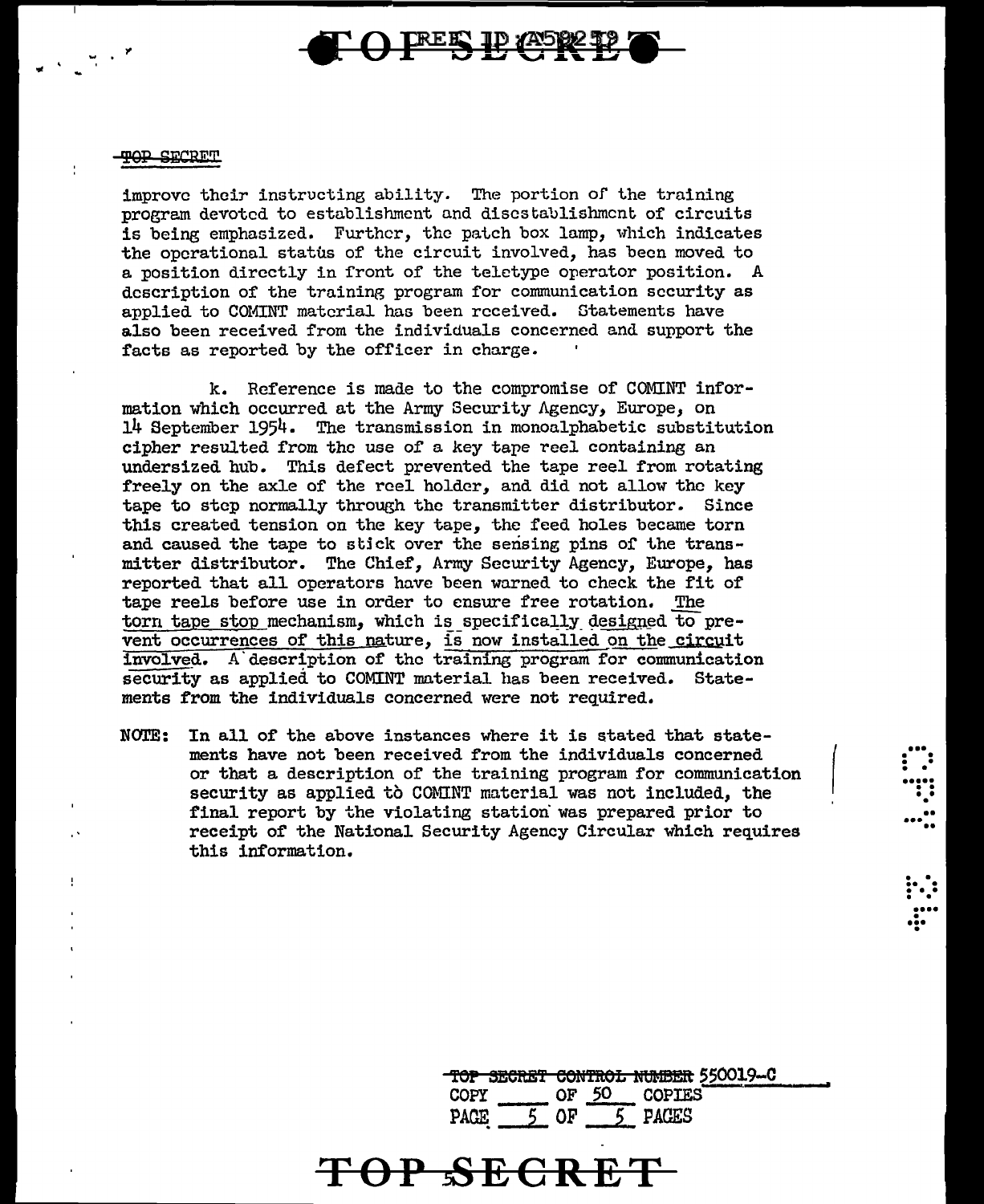TOP SECRET

improve their instructing ability. The portion of the training program devoted to establishment and disestablishment of circuits is being emphasized. Further, the patch box lamp, which indicates the operational status of the circuit involved, has been moved to a position directly in front of the teletype operator position. A description of the training program for communication security as applied to COMINT material has been received. Statements have also been received from the individuals concerned and support the facts as reported by the officer in charge.

k. Reference is made to the compromise of COMINT information which occurred at the Army Security Agency, Europe, on 14 September 1954. The transmission in monoalphabetic substitution cipher resulted from the use of a key tape reel containing an undersized hub. This defect prevented the tape reel from rotating freely on the axle of the reel holder, and did not allow the key tape to step normally through the transmitter distributor. Since this created tension on the key tape, the feed holes became torn and caused the tape to stick over the sensing pins of the transmitter distributor. The Chief, Army Security Agency, Europe, has reported that all operators have been warned to check the fit of tape reels before use in order to ensure free rotation. <u>The torn tape stop mechanism, which is specifically designed to prevent occurrences of this nature, is now installed on the circuit involved.</u> A description of the training program for communication security as applied to COMINT material has been received. Statements from the individuals concerned were not required.

NOTE: In all of the above instances where it is stated that statements have not been received from the individuals concerned or that a description of the training program for communication security as applied to COMINT material was not included, the final report by the violating station was prepared prior to receipt of the National Security Agency Circular which requires this information.

TOP SECRET CONTROL NUMBER 550019-C
COPY \_\_\_\_ OF 50 COPIES
PAGE 5 OF 5 PAGES

TOP SECRET